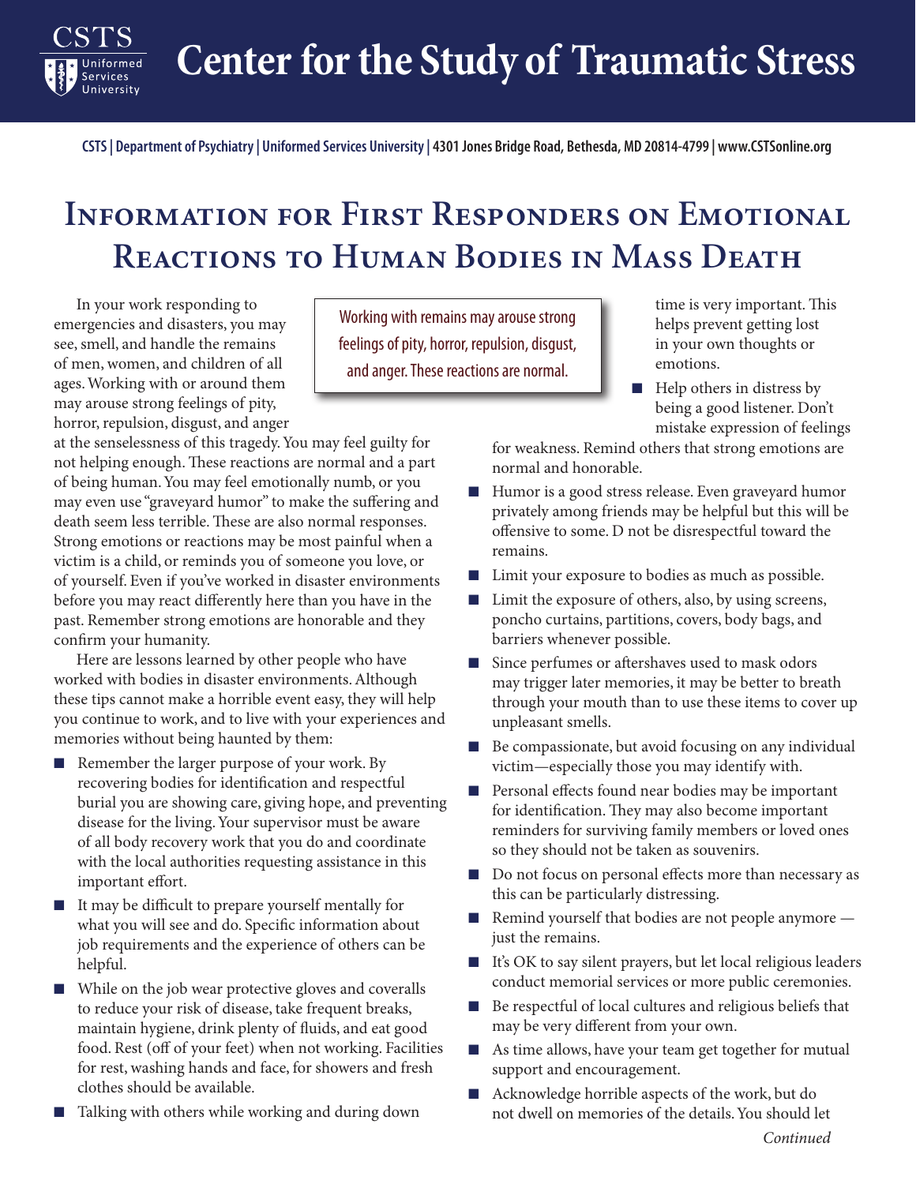# Center for the Study of Traumatic Stress

CSTS | Department of Psychiatry | Uniformed Services University | 4301 Jones Bridge Road, Bethesda, MD 20814-4799 | www.CSTSonline.org

## Information for First Responders on Emotional Reactions to Human Bodies in Mass Death

> Working with remains may arouse strong feelings of pity, horror, repulsion, disgust, and anger. These reactions are normal.

In your work responding to emergencies and disasters, you may see, smell, and handle the remains of men, women, and children of all ages. Working with or around them may arouse strong feelings of pity, horror, repulsion, disgust, and anger at the senselessness of this tragedy. You may feel guilty for not helping enough. These reactions are normal and a part of being human. You may feel emotionally numb, or you may even use "graveyard humor" to make the suffering and death seem less terrible. These are also normal responses. Strong emotions or reactions may be most painful when a victim is a child, or reminds you of someone you love, or of yourself. Even if you've worked in disaster environments before you may react differently here than you have in the past. Remember strong emotions are honorable and they confirm your humanity.

Here are lessons learned by other people who have worked with bodies in disaster environments. Although these tips cannot make a horrible event easy, they will help you continue to work, and to live with your experiences and memories without being haunted by them:

- Remember the larger purpose of your work. By recovering bodies for identification and respectful burial you are showing care, giving hope, and preventing disease for the living. Your supervisor must be aware of all body recovery work that you do and coordinate with the local authorities requesting assistance in this important effort.
- It may be difficult to prepare yourself mentally for what you will see and do. Specific information about job requirements and the experience of others can be helpful.
- While on the job wear protective gloves and coveralls to reduce your risk of disease, take frequent breaks, maintain hygiene, drink plenty of fluids, and eat good food. Rest (off of your feet) when not working. Facilities for rest, washing hands and face, for showers and fresh clothes should be available.
- Talking with others while working and during down time is very important. This helps prevent getting lost in your own thoughts or emotions.
- Help others in distress by being a good listener. Don't mistake expression of feelings for weakness. Remind others that strong emotions are normal and honorable.
- Humor is a good stress release. Even graveyard humor privately among friends may be helpful but this will be offensive to some. D not be disrespectful toward the remains.
- Limit your exposure to bodies as much as possible.
- Limit the exposure of others, also, by using screens, poncho curtains, partitions, covers, body bags, and barriers whenever possible.
- Since perfumes or aftershaves used to mask odors may trigger later memories, it may be better to breath through your mouth than to use these items to cover up unpleasant smells.
- Be compassionate, but avoid focusing on any individual victim—especially those you may identify with.
- Personal effects found near bodies may be important for identification. They may also become important reminders for surviving family members or loved ones so they should not be taken as souvenirs.
- Do not focus on personal effects more than necessary as this can be particularly distressing.
- Remind yourself that bodies are not people anymore — just the remains.
- It's OK to say silent prayers, but let local religious leaders conduct memorial services or more public ceremonies.
- Be respectful of local cultures and religious beliefs that may be very different from your own.
- As time allows, have your team get together for mutual support and encouragement.
- Acknowledge horrible aspects of the work, but do not dwell on memories of the details. You should let

*Continued*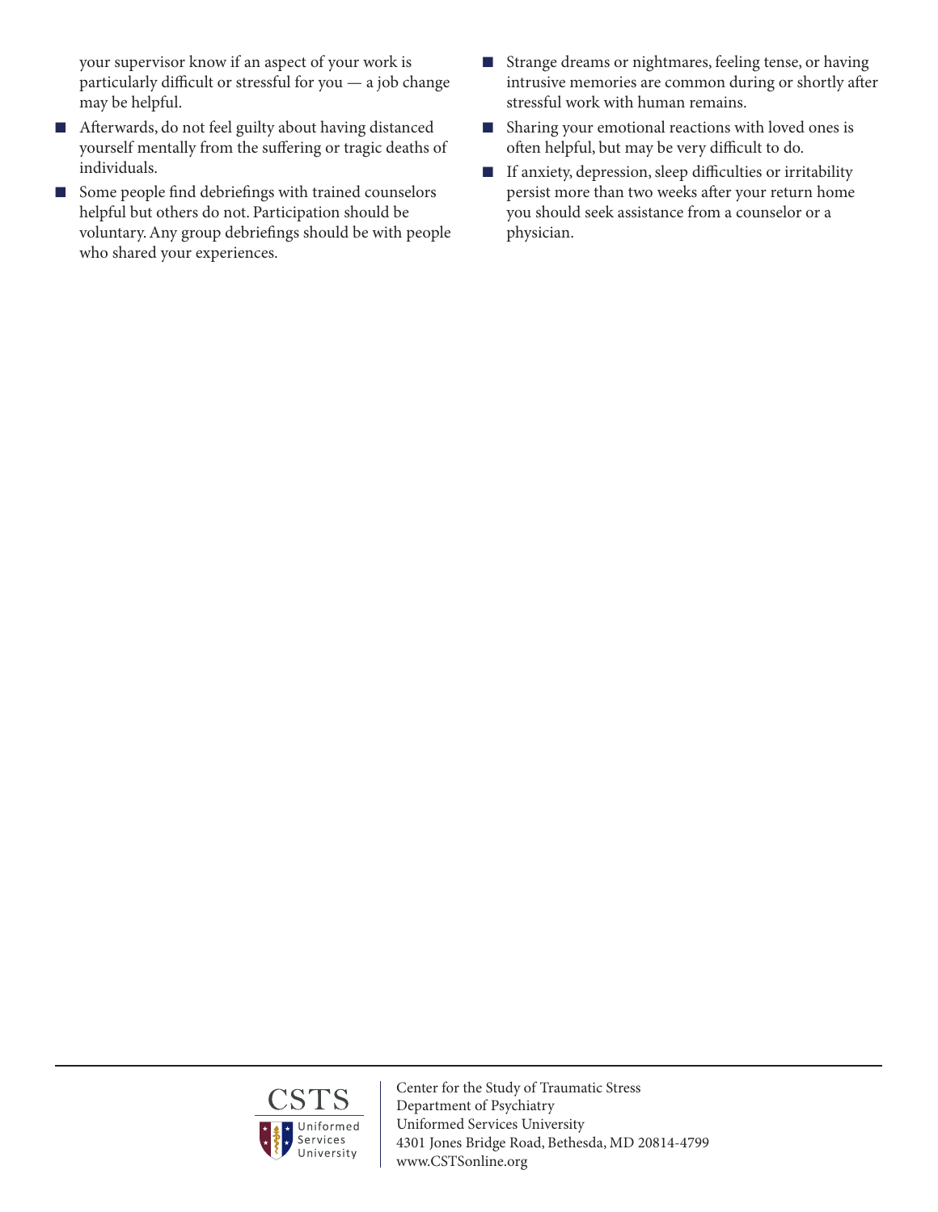your supervisor know if an aspect of your work is particularly difficult or stressful for you — a job change may be helpful.

- Afterwards, do not feel guilty about having distanced yourself mentally from the suffering or tragic deaths of individuals.
- Some people find debriefings with trained counselors helpful but others do not. Participation should be voluntary. Any group debriefings should be with people who shared your experiences.
- Strange dreams or nightmares, feeling tense, or having intrusive memories are common during or shortly after stressful work with human remains.
- Sharing your emotional reactions with loved ones is often helpful, but may be very difficult to do.
- If anxiety, depression, sleep difficulties or irritability persist more than two weeks after your return home you should seek assistance from a counselor or a physician.

CSTS
Uniformed Services University

Center for the Study of Traumatic Stress
Department of Psychiatry
Uniformed Services University
4301 Jones Bridge Road, Bethesda, MD 20814-4799
www.CSTSonline.org